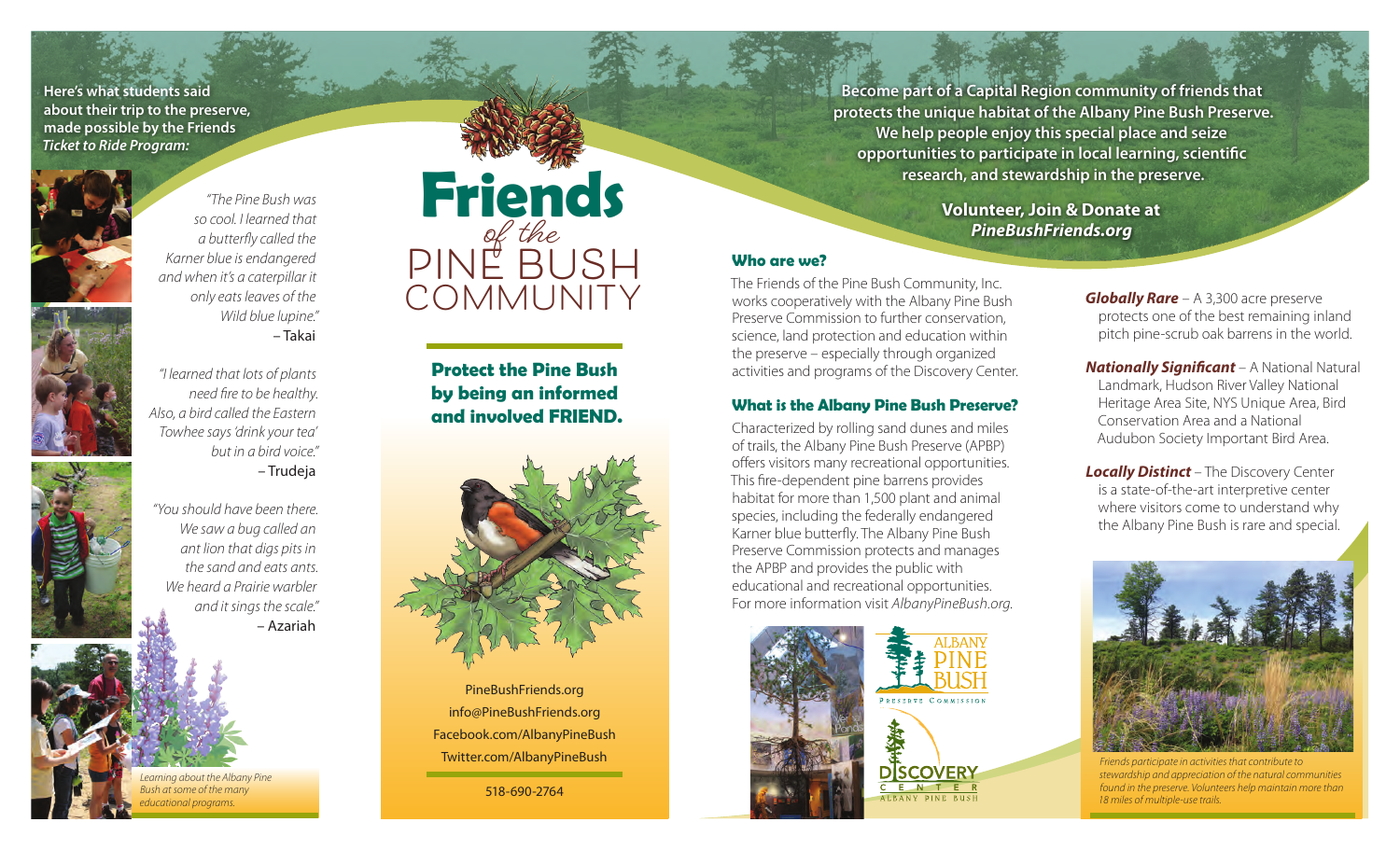**Here's what students said about their trip to the preserve, made possible by the Friends *Ticket to Ride Program:***

*"The Pine Bush was so cool. I learned that a butterfly called the Karner blue is endangered and when it's a caterpillar it only eats leaves of the Wild blue lupine."*
– Takai

*"I learned that lots of plants need fire to be healthy. Also, a bird called the Eastern Towhee says 'drink your tea' but in a bird voice."*
– Trudeja

*"You should have been there. We saw a bug called an ant lion that digs pits in the sand and eats ants. We heard a Prairie warbler and it sings the scale."*
– Azariah

*Learning about the Albany Pine Bush at some of the many educational programs.*

# Friends of the PINE BUSH COMMUNITY

## Protect the Pine Bush by being an informed and involved FRIEND.

PineBushFriends.org
info@PineBushFriends.org
Facebook.com/AlbanyPineBush
Twitter.com/AlbanyPineBush

518-690-2764

**Become part of a Capital Region community of friends that protects the unique habitat of the Albany Pine Bush Preserve. We help people enjoy this special place and seize opportunities to participate in local learning, scientific research, and stewardship in the preserve.**

**Volunteer, Join & Donate at *PineBushFriends.org***

### Who are we?

The Friends of the Pine Bush Community, Inc. works cooperatively with the Albany Pine Bush Preserve Commission to further conservation, science, land protection and education within the preserve – especially through organized activities and programs of the Discovery Center.

### What is the Albany Pine Bush Preserve?

Characterized by rolling sand dunes and miles of trails, the Albany Pine Bush Preserve (APBP) offers visitors many recreational opportunities. This fire-dependent pine barrens provides habitat for more than 1,500 plant and animal species, including the federally endangered Karner blue butterfly. The Albany Pine Bush Preserve Commission protects and manages the APBP and provides the public with educational and recreational opportunities. For more information visit *AlbanyPineBush.org.*

ALBANY PINE BUSH PRESERVE COMMISSION

DISCOVERY CENTER ALBANY PINE BUSH

***Globally Rare*** – A 3,300 acre preserve protects one of the best remaining inland pitch pine-scrub oak barrens in the world.

***Nationally Significant*** – A National Natural Landmark, Hudson River Valley National Heritage Area Site, NYS Unique Area, Bird Conservation Area and a National Audubon Society Important Bird Area.

***Locally Distinct*** – The Discovery Center is a state-of-the-art interpretive center where visitors come to understand why the Albany Pine Bush is rare and special.

*Friends participate in activities that contribute to stewardship and appreciation of the natural communities found in the preserve. Volunteers help maintain more than 18 miles of multiple-use trails.*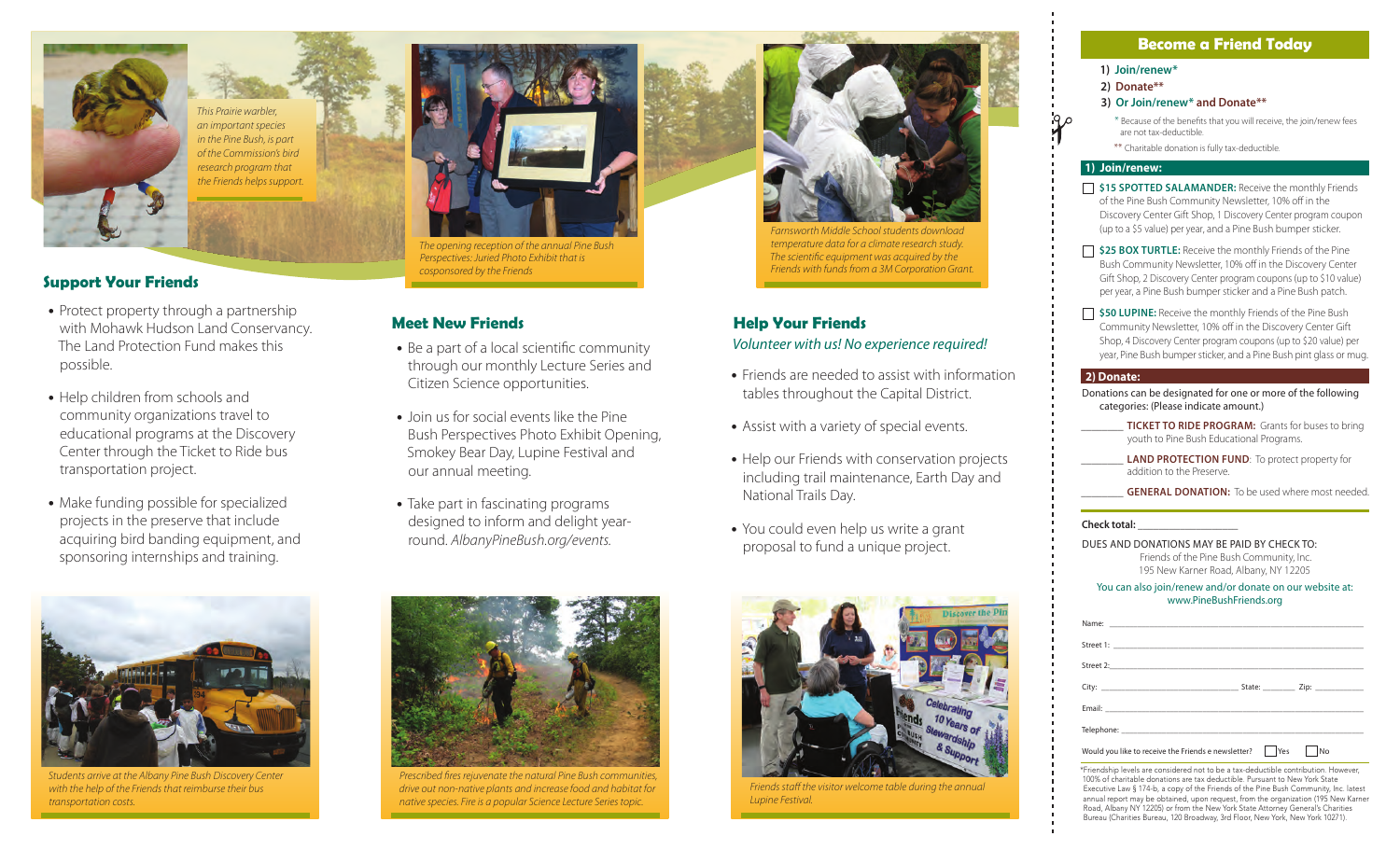*This Prairie warbler, an important species in the Pine Bush, is part of the Commission's bird research program that the Friends helps support.*

*The opening reception of the annual Pine Bush Perspectives: Juried Photo Exhibit that is cosponsored by the Friends*

*Farnsworth Middle School students download temperature data for a climate research study. The scientific equipment was acquired by the Friends with funds from a 3M Corporation Grant.*

## Support Your Friends

- Protect property through a partnership with Mohawk Hudson Land Conservancy. The Land Protection Fund makes this possible.
- Help children from schools and community organizations travel to educational programs at the Discovery Center through the Ticket to Ride bus transportation project.
- Make funding possible for specialized projects in the preserve that include acquiring bird banding equipment, and sponsoring internships and training.

## Meet New Friends

- Be a part of a local scientific community through our monthly Lecture Series and Citizen Science opportunities.
- Join us for social events like the Pine Bush Perspectives Photo Exhibit Opening, Smokey Bear Day, Lupine Festival and our annual meeting.
- Take part in fascinating programs designed to inform and delight year-round. *AlbanyPineBush.org/events.*

## Help Your Friends

*Volunteer with us! No experience required!*

- Friends are needed to assist with information tables throughout the Capital District.
- Assist with a variety of special events.
- Help our Friends with conservation projects including trail maintenance, Earth Day and National Trails Day.
- You could even help us write a grant proposal to fund a unique project.

*Students arrive at the Albany Pine Bush Discovery Center with the help of the Friends that reimburse their bus transportation costs.*

*Prescribed fires rejuvenate the natural Pine Bush communities, drive out non-native plants and increase food and habitat for native species. Fire is a popular Science Lecture Series topic.*

*Friends staff the visitor welcome table during the annual Lupine Festival.*

## Become a Friend Today

1) **Join/renew***
2) **Donate****
3) **Or Join/renew* and Donate****

\* Because of the benefits that you will receive, the join/renew fees are not tax-deductible.

\*\* Charitable donation is fully tax-deductible.

### 1) Join/renew:

☐ **$15 SPOTTED SALAMANDER:** Receive the monthly Friends of the Pine Bush Community Newsletter, 10% off in the Discovery Center Gift Shop, 1 Discovery Center program coupon (up to a $5 value) per year, and a Pine Bush bumper sticker.

☐ **$25 BOX TURTLE:** Receive the monthly Friends of the Pine Bush Community Newsletter, 10% off in the Discovery Center Gift Shop, 2 Discovery Center program coupons (up to $10 value) per year, a Pine Bush bumper sticker and a Pine Bush patch.

☐ **$50 LUPINE:** Receive the monthly Friends of the Pine Bush Community Newsletter, 10% off in the Discovery Center Gift Shop, 4 Discovery Center program coupons (up to $20 value) per year, Pine Bush bumper sticker, and a Pine Bush pint glass or mug.

### 2) Donate:

Donations can be designated for one or more of the following categories: (Please indicate amount.)

_______ **TICKET TO RIDE PROGRAM:** Grants for buses to bring youth to Pine Bush Educational Programs.

_______ **LAND PROTECTION FUND**: To protect property for addition to the Preserve.

_______ **GENERAL DONATION:** To be used where most needed.

**Check total:** ________________

DUES AND DONATIONS MAY BE PAID BY CHECK TO:
Friends of the Pine Bush Community, Inc.
195 New Karner Road, Albany, NY 12205

You can also join/renew and/or donate on our website at:
www.PineBushFriends.org

Name: ______________________________

Street 1: ______________________________

Street 2: ______________________________

City: ____________________ State: _______ Zip: __________

Email: ______________________________

Telephone: ______________________________

Would you like to receive the Friends e newsletter? ☐ Yes ☐ No

\*Friendship levels are considered not to be a tax-deductible contribution. However, 100% of charitable donations are tax deductible. Pursuant to New York State Executive Law § 174-b, a copy of the Friends of the Pine Bush Community, Inc. latest annual report may be obtained, upon request, from the organization (195 New Karner Road, Albany NY 12205) or from the New York State Attorney General's Charities Bureau (Charities Bureau, 120 Broadway, 3rd Floor, New York, New York 10271).